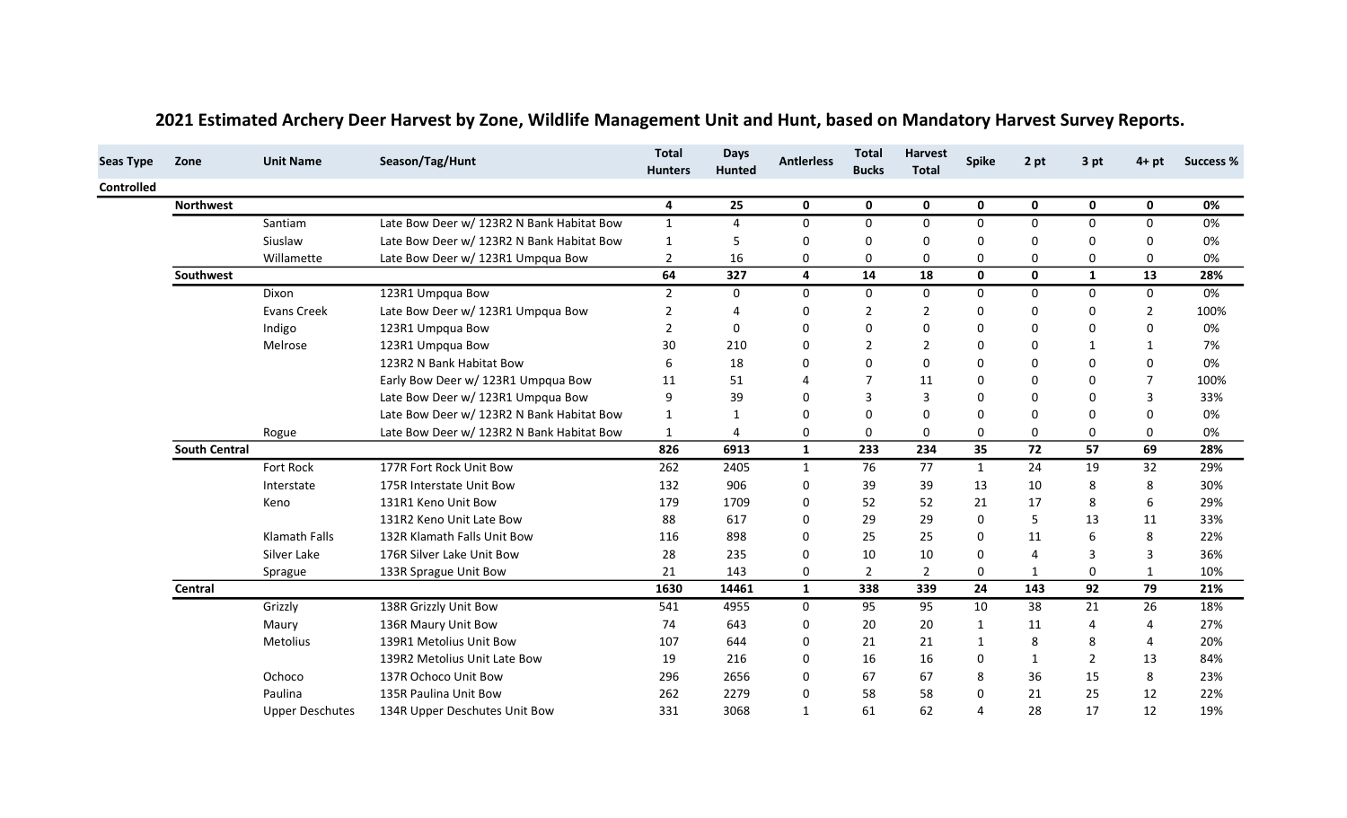## 2021 Estimated Archery Deer Harvest by Zone, Wildlife Management Unit and Hunt, based on Mandatory Harvest Survey Reports.

| Seas Type | Zone | Unit Name | Season/Tag/Hunt | Total Hunters | Days Hunted | Antlerless | Total Bucks | Harvest Total | Spike | 2 pt | 3 pt | 4+ pt | Success % |
|---|---|---|---|---|---|---|---|---|---|---|---|---|---|
| **Controlled** | | | | | | | | | | | | | |
| | **Northwest** | | | **4** | **25** | **0** | **0** | **0** | **0** | **0** | **0** | **0** | **0%** |
| | | Santiam | Late Bow Deer w/ 123R2 N Bank Habitat Bow | 1 | 4 | 0 | 0 | 0 | 0 | 0 | 0 | 0 | 0% |
| | | Siuslaw | Late Bow Deer w/ 123R2 N Bank Habitat Bow | 1 | 5 | 0 | 0 | 0 | 0 | 0 | 0 | 0 | 0% |
| | | Willamette | Late Bow Deer w/ 123R1 Umpqua Bow | 2 | 16 | 0 | 0 | 0 | 0 | 0 | 0 | 0 | 0% |
| | **Southwest** | | | **64** | **327** | **4** | **14** | **18** | **0** | **0** | **1** | **13** | **28%** |
| | | Dixon | 123R1 Umpqua Bow | 2 | 0 | 0 | 0 | 0 | 0 | 0 | 0 | 0 | 0% |
| | | Evans Creek | Late Bow Deer w/ 123R1 Umpqua Bow | 2 | 4 | 0 | 2 | 2 | 0 | 0 | 0 | 2 | 100% |
| | | Indigo | 123R1 Umpqua Bow | 2 | 0 | 0 | 0 | 0 | 0 | 0 | 0 | 0 | 0% |
| | | Melrose | 123R1 Umpqua Bow | 30 | 210 | 0 | 2 | 2 | 0 | 0 | 1 | 1 | 7% |
| | | | 123R2 N Bank Habitat Bow | 6 | 18 | 0 | 0 | 0 | 0 | 0 | 0 | 0 | 0% |
| | | | Early Bow Deer w/ 123R1 Umpqua Bow | 11 | 51 | 4 | 7 | 11 | 0 | 0 | 0 | 7 | 100% |
| | | | Late Bow Deer w/ 123R1 Umpqua Bow | 9 | 39 | 0 | 3 | 3 | 0 | 0 | 0 | 3 | 33% |
| | | | Late Bow Deer w/ 123R2 N Bank Habitat Bow | 1 | 1 | 0 | 0 | 0 | 0 | 0 | 0 | 0 | 0% |
| | | Rogue | Late Bow Deer w/ 123R2 N Bank Habitat Bow | 1 | 4 | 0 | 0 | 0 | 0 | 0 | 0 | 0 | 0% |
| | **South Central** | | | **826** | **6913** | **1** | **233** | **234** | **35** | **72** | **57** | **69** | **28%** |
| | | Fort Rock | 177R Fort Rock Unit Bow | 262 | 2405 | 1 | 76 | 77 | 1 | 24 | 19 | 32 | 29% |
| | | Interstate | 175R Interstate Unit Bow | 132 | 906 | 0 | 39 | 39 | 13 | 10 | 8 | 8 | 30% |
| | | Keno | 131R1 Keno Unit Bow | 179 | 1709 | 0 | 52 | 52 | 21 | 17 | 8 | 6 | 29% |
| | | | 131R2 Keno Unit Late Bow | 88 | 617 | 0 | 29 | 29 | 0 | 5 | 13 | 11 | 33% |
| | | Klamath Falls | 132R Klamath Falls Unit Bow | 116 | 898 | 0 | 25 | 25 | 0 | 11 | 6 | 8 | 22% |
| | | Silver Lake | 176R Silver Lake Unit Bow | 28 | 235 | 0 | 10 | 10 | 0 | 4 | 3 | 3 | 36% |
| | | Sprague | 133R Sprague Unit Bow | 21 | 143 | 0 | 2 | 2 | 0 | 1 | 0 | 1 | 10% |
| | **Central** | | | **1630** | **14461** | **1** | **338** | **339** | **24** | **143** | **92** | **79** | **21%** |
| | | Grizzly | 138R Grizzly Unit Bow | 541 | 4955 | 0 | 95 | 95 | 10 | 38 | 21 | 26 | 18% |
| | | Maury | 136R Maury Unit Bow | 74 | 643 | 0 | 20 | 20 | 1 | 11 | 4 | 4 | 27% |
| | | Metolius | 139R1 Metolius Unit Bow | 107 | 644 | 0 | 21 | 21 | 1 | 8 | 8 | 4 | 20% |
| | | | 139R2 Metolius Unit Late Bow | 19 | 216 | 0 | 16 | 16 | 0 | 1 | 2 | 13 | 84% |
| | | Ochoco | 137R Ochoco Unit Bow | 296 | 2656 | 0 | 67 | 67 | 8 | 36 | 15 | 8 | 23% |
| | | Paulina | 135R Paulina Unit Bow | 262 | 2279 | 0 | 58 | 58 | 0 | 21 | 25 | 12 | 22% |
| | | Upper Deschutes | 134R Upper Deschutes Unit Bow | 331 | 3068 | 1 | 61 | 62 | 4 | 28 | 17 | 12 | 19% |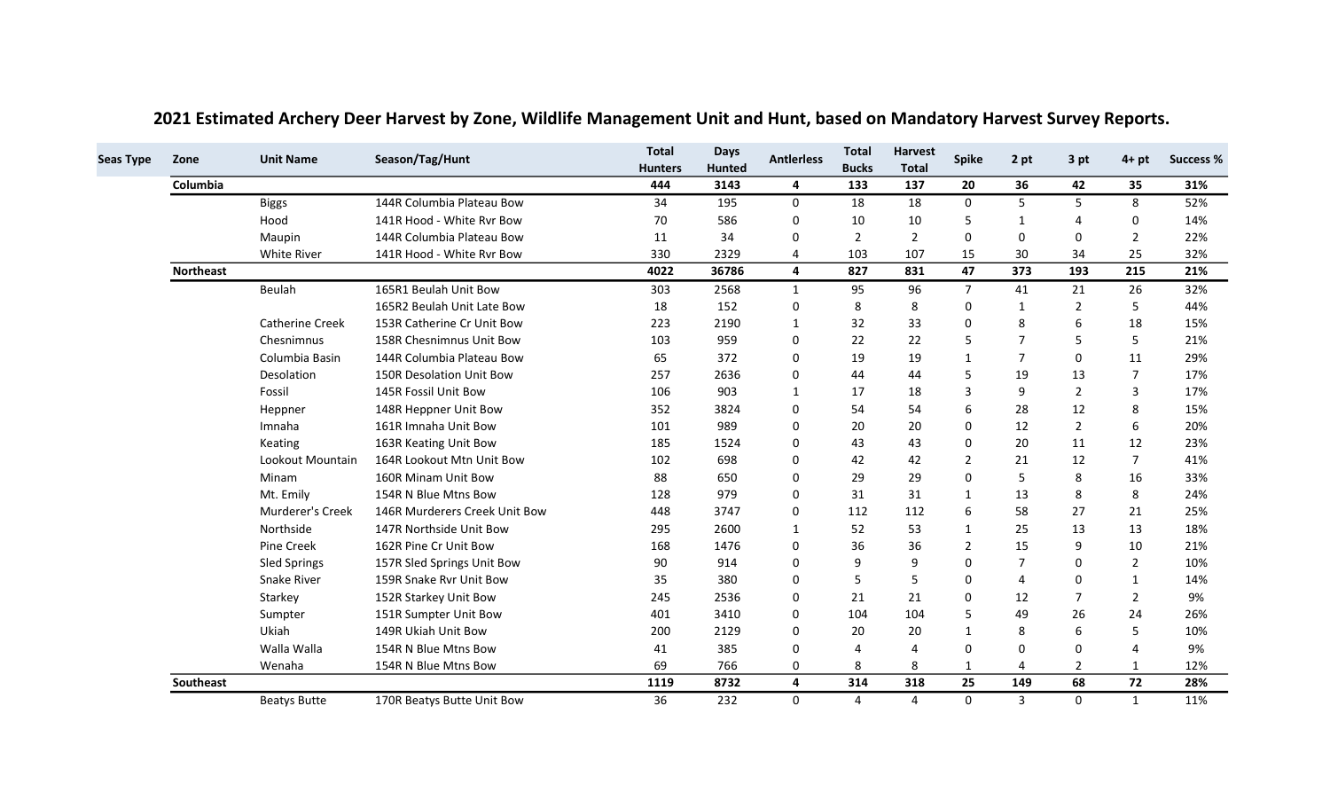## 2021 Estimated Archery Deer Harvest by Zone, Wildlife Management Unit and Hunt, based on Mandatory Harvest Survey Reports.

| Seas Type | Zone | Unit Name | Season/Tag/Hunt | Total Hunters | Days Hunted | Antlerless | Total Bucks | Harvest Total | Spike | 2 pt | 3 pt | 4+ pt | Success % |
|---|---|---|---|---|---|---|---|---|---|---|---|---|---|
| | **Columbia** | | | **444** | **3143** | **4** | **133** | **137** | **20** | **36** | **42** | **35** | **31%** |
| | | Biggs | 144R Columbia Plateau Bow | 34 | 195 | 0 | 18 | 18 | 0 | 5 | 5 | 8 | 52% |
| | | Hood | 141R Hood - White Rvr Bow | 70 | 586 | 0 | 10 | 10 | 5 | 1 | 4 | 0 | 14% |
| | | Maupin | 144R Columbia Plateau Bow | 11 | 34 | 0 | 2 | 2 | 0 | 0 | 0 | 2 | 22% |
| | | White River | 141R Hood - White Rvr Bow | 330 | 2329 | 4 | 103 | 107 | 15 | 30 | 34 | 25 | 32% |
| | **Northeast** | | | **4022** | **36786** | **4** | **827** | **831** | **47** | **373** | **193** | **215** | **21%** |
| | | Beulah | 165R1 Beulah Unit Bow | 303 | 2568 | 1 | 95 | 96 | 7 | 41 | 21 | 26 | 32% |
| | | | 165R2 Beulah Unit Late Bow | 18 | 152 | 0 | 8 | 8 | 0 | 1 | 2 | 5 | 44% |
| | | Catherine Creek | 153R Catherine Cr Unit Bow | 223 | 2190 | 1 | 32 | 33 | 0 | 8 | 6 | 18 | 15% |
| | | Chesnimnus | 158R Chesnimnus Unit Bow | 103 | 959 | 0 | 22 | 22 | 5 | 7 | 5 | 5 | 21% |
| | | Columbia Basin | 144R Columbia Plateau Bow | 65 | 372 | 0 | 19 | 19 | 1 | 7 | 0 | 11 | 29% |
| | | Desolation | 150R Desolation Unit Bow | 257 | 2636 | 0 | 44 | 44 | 5 | 19 | 13 | 7 | 17% |
| | | Fossil | 145R Fossil Unit Bow | 106 | 903 | 1 | 17 | 18 | 3 | 9 | 2 | 3 | 17% |
| | | Heppner | 148R Heppner Unit Bow | 352 | 3824 | 0 | 54 | 54 | 6 | 28 | 12 | 8 | 15% |
| | | Imnaha | 161R Imnaha Unit Bow | 101 | 989 | 0 | 20 | 20 | 0 | 12 | 2 | 6 | 20% |
| | | Keating | 163R Keating Unit Bow | 185 | 1524 | 0 | 43 | 43 | 0 | 20 | 11 | 12 | 23% |
| | | Lookout Mountain | 164R Lookout Mtn Unit Bow | 102 | 698 | 0 | 42 | 42 | 2 | 21 | 12 | 7 | 41% |
| | | Minam | 160R Minam Unit Bow | 88 | 650 | 0 | 29 | 29 | 0 | 5 | 8 | 16 | 33% |
| | | Mt. Emily | 154R N Blue Mtns Bow | 128 | 979 | 0 | 31 | 31 | 1 | 13 | 8 | 8 | 24% |
| | | Murderer's Creek | 146R Murderers Creek Unit Bow | 448 | 3747 | 0 | 112 | 112 | 6 | 58 | 27 | 21 | 25% |
| | | Northside | 147R Northside Unit Bow | 295 | 2600 | 1 | 52 | 53 | 1 | 25 | 13 | 13 | 18% |
| | | Pine Creek | 162R Pine Cr Unit Bow | 168 | 1476 | 0 | 36 | 36 | 2 | 15 | 9 | 10 | 21% |
| | | Sled Springs | 157R Sled Springs Unit Bow | 90 | 914 | 0 | 9 | 9 | 0 | 7 | 0 | 2 | 10% |
| | | Snake River | 159R Snake Rvr Unit Bow | 35 | 380 | 0 | 5 | 5 | 0 | 4 | 0 | 1 | 14% |
| | | Starkey | 152R Starkey Unit Bow | 245 | 2536 | 0 | 21 | 21 | 0 | 12 | 7 | 2 | 9% |
| | | Sumpter | 151R Sumpter Unit Bow | 401 | 3410 | 0 | 104 | 104 | 5 | 49 | 26 | 24 | 26% |
| | | Ukiah | 149R Ukiah Unit Bow | 200 | 2129 | 0 | 20 | 20 | 1 | 8 | 6 | 5 | 10% |
| | | Walla Walla | 154R N Blue Mtns Bow | 41 | 385 | 0 | 4 | 4 | 0 | 0 | 0 | 4 | 9% |
| | | Wenaha | 154R N Blue Mtns Bow | 69 | 766 | 0 | 8 | 8 | 1 | 4 | 2 | 1 | 12% |
| | **Southeast** | | | **1119** | **8732** | **4** | **314** | **318** | **25** | **149** | **68** | **72** | **28%** |
| | | Beatys Butte | 170R Beatys Butte Unit Bow | 36 | 232 | 0 | 4 | 4 | 0 | 3 | 0 | 1 | 11% |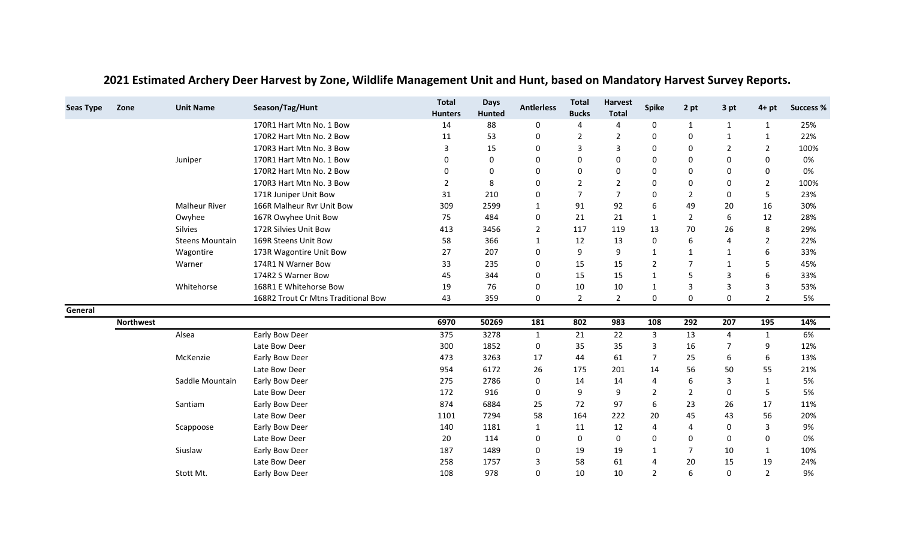# 2021 Estimated Archery Deer Harvest by Zone, Wildlife Management Unit and Hunt, based on Mandatory Harvest Survey Reports.

| Seas Type | Zone | Unit Name | Season/Tag/Hunt | Total Hunters | Days Hunted | Antlerless | Total Bucks | Harvest Total | Spike | 2 pt | 3 pt | 4+ pt | Success % |
|---|---|---|---|---|---|---|---|---|---|---|---|---|---|
| | | | 170R1 Hart Mtn No. 1 Bow | 14 | 88 | 0 | 4 | 4 | 0 | 1 | 1 | 1 | 25% |
| | | | 170R2 Hart Mtn No. 2 Bow | 11 | 53 | 0 | 2 | 2 | 0 | 0 | 1 | 1 | 22% |
| | | | 170R3 Hart Mtn No. 3 Bow | 3 | 15 | 0 | 3 | 3 | 0 | 0 | 2 | 2 | 100% |
| | | Juniper | 170R1 Hart Mtn No. 1 Bow | 0 | 0 | 0 | 0 | 0 | 0 | 0 | 0 | 0 | 0% |
| | | | 170R2 Hart Mtn No. 2 Bow | 0 | 0 | 0 | 0 | 0 | 0 | 0 | 0 | 0 | 0% |
| | | | 170R3 Hart Mtn No. 3 Bow | 2 | 8 | 0 | 2 | 2 | 0 | 0 | 0 | 2 | 100% |
| | | | 171R Juniper Unit Bow | 31 | 210 | 0 | 7 | 7 | 0 | 2 | 0 | 5 | 23% |
| | | Malheur River | 166R Malheur Rvr Unit Bow | 309 | 2599 | 1 | 91 | 92 | 6 | 49 | 20 | 16 | 30% |
| | | Owyhee | 167R Owyhee Unit Bow | 75 | 484 | 0 | 21 | 21 | 1 | 2 | 6 | 12 | 28% |
| | | Silvies | 172R Silvies Unit Bow | 413 | 3456 | 2 | 117 | 119 | 13 | 70 | 26 | 8 | 29% |
| | | Steens Mountain | 169R Steens Unit Bow | 58 | 366 | 1 | 12 | 13 | 0 | 6 | 4 | 2 | 22% |
| | | Wagontire | 173R Wagontire Unit Bow | 27 | 207 | 0 | 9 | 9 | 1 | 1 | 1 | 6 | 33% |
| | | Warner | 174R1 N Warner Bow | 33 | 235 | 0 | 15 | 15 | 2 | 7 | 1 | 5 | 45% |
| | | | 174R2 S Warner Bow | 45 | 344 | 0 | 15 | 15 | 1 | 5 | 3 | 6 | 33% |
| | | Whitehorse | 168R1 E Whitehorse Bow | 19 | 76 | 0 | 10 | 10 | 1 | 3 | 3 | 3 | 53% |
| | | | 168R2 Trout Cr Mtns Traditional Bow | 43 | 359 | 0 | 2 | 2 | 0 | 0 | 0 | 2 | 5% |
| **General** | | | | | | | | | | | | | |
| | **Northwest** | | | **6970** | **50269** | **181** | **802** | **983** | **108** | **292** | **207** | **195** | **14%** |
| | | Alsea | Early Bow Deer | 375 | 3278 | 1 | 21 | 22 | 3 | 13 | 4 | 1 | 6% |
| | | | Late Bow Deer | 300 | 1852 | 0 | 35 | 35 | 3 | 16 | 7 | 9 | 12% |
| | | McKenzie | Early Bow Deer | 473 | 3263 | 17 | 44 | 61 | 7 | 25 | 6 | 6 | 13% |
| | | | Late Bow Deer | 954 | 6172 | 26 | 175 | 201 | 14 | 56 | 50 | 55 | 21% |
| | | Saddle Mountain | Early Bow Deer | 275 | 2786 | 0 | 14 | 14 | 4 | 6 | 3 | 1 | 5% |
| | | | Late Bow Deer | 172 | 916 | 0 | 9 | 9 | 2 | 2 | 0 | 5 | 5% |
| | | Santiam | Early Bow Deer | 874 | 6884 | 25 | 72 | 97 | 6 | 23 | 26 | 17 | 11% |
| | | | Late Bow Deer | 1101 | 7294 | 58 | 164 | 222 | 20 | 45 | 43 | 56 | 20% |
| | | Scappoose | Early Bow Deer | 140 | 1181 | 1 | 11 | 12 | 4 | 4 | 0 | 3 | 9% |
| | | | Late Bow Deer | 20 | 114 | 0 | 0 | 0 | 0 | 0 | 0 | 0 | 0% |
| | | Siuslaw | Early Bow Deer | 187 | 1489 | 0 | 19 | 19 | 1 | 7 | 10 | 1 | 10% |
| | | | Late Bow Deer | 258 | 1757 | 3 | 58 | 61 | 4 | 20 | 15 | 19 | 24% |
| | | Stott Mt. | Early Bow Deer | 108 | 978 | 0 | 10 | 10 | 2 | 6 | 0 | 2 | 9% |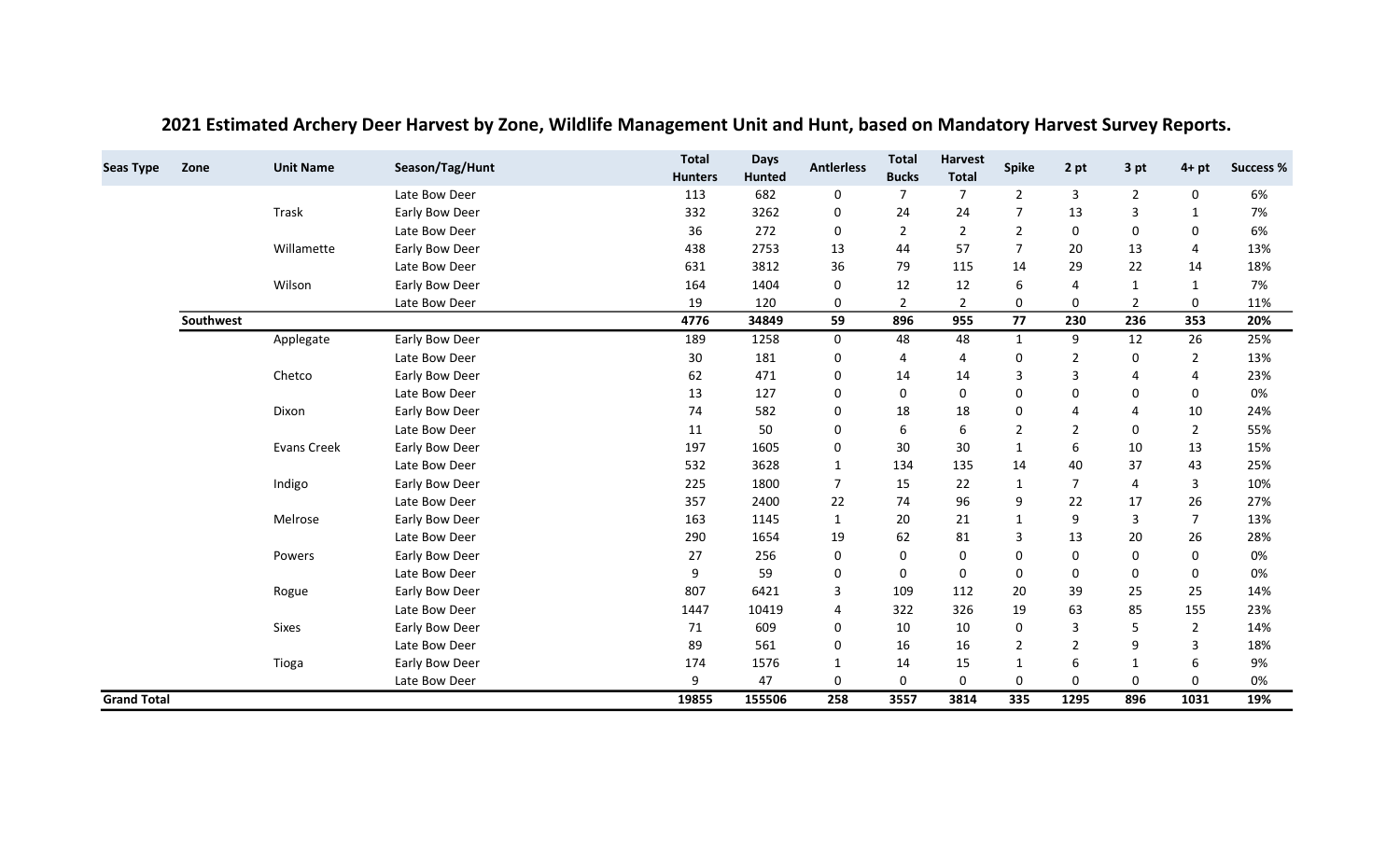## 2021 Estimated Archery Deer Harvest by Zone, Wildlife Management Unit and Hunt, based on Mandatory Harvest Survey Reports.

| Seas Type | Zone | Unit Name | Season/Tag/Hunt | Total Hunters | Days Hunted | Antlerless | Total Bucks | Harvest Total | Spike | 2 pt | 3 pt | 4+ pt | Success % |
|---|---|---|---|---|---|---|---|---|---|---|---|---|---|
| | | | Late Bow Deer | 113 | 682 | 0 | 7 | 7 | 2 | 3 | 2 | 0 | 6% |
| | | Trask | Early Bow Deer | 332 | 3262 | 0 | 24 | 24 | 7 | 13 | 3 | 1 | 7% |
| | | | Late Bow Deer | 36 | 272 | 0 | 2 | 2 | 2 | 0 | 0 | 0 | 6% |
| | | Willamette | Early Bow Deer | 438 | 2753 | 13 | 44 | 57 | 7 | 20 | 13 | 4 | 13% |
| | | | Late Bow Deer | 631 | 3812 | 36 | 79 | 115 | 14 | 29 | 22 | 14 | 18% |
| | | Wilson | Early Bow Deer | 164 | 1404 | 0 | 12 | 12 | 6 | 4 | 1 | 1 | 7% |
| | | | Late Bow Deer | 19 | 120 | 0 | 2 | 2 | 0 | 0 | 2 | 0 | 11% |
| | **Southwest** | | | **4776** | **34849** | **59** | **896** | **955** | **77** | **230** | **236** | **353** | **20%** |
| | | Applegate | Early Bow Deer | 189 | 1258 | 0 | 48 | 48 | 1 | 9 | 12 | 26 | 25% |
| | | | Late Bow Deer | 30 | 181 | 0 | 4 | 4 | 0 | 2 | 0 | 2 | 13% |
| | | Chetco | Early Bow Deer | 62 | 471 | 0 | 14 | 14 | 3 | 3 | 4 | 4 | 23% |
| | | | Late Bow Deer | 13 | 127 | 0 | 0 | 0 | 0 | 0 | 0 | 0 | 0% |
| | | Dixon | Early Bow Deer | 74 | 582 | 0 | 18 | 18 | 0 | 4 | 4 | 10 | 24% |
| | | | Late Bow Deer | 11 | 50 | 0 | 6 | 6 | 2 | 2 | 0 | 2 | 55% |
| | | Evans Creek | Early Bow Deer | 197 | 1605 | 0 | 30 | 30 | 1 | 6 | 10 | 13 | 15% |
| | | | Late Bow Deer | 532 | 3628 | 1 | 134 | 135 | 14 | 40 | 37 | 43 | 25% |
| | | Indigo | Early Bow Deer | 225 | 1800 | 7 | 15 | 22 | 1 | 7 | 4 | 3 | 10% |
| | | | Late Bow Deer | 357 | 2400 | 22 | 74 | 96 | 9 | 22 | 17 | 26 | 27% |
| | | Melrose | Early Bow Deer | 163 | 1145 | 1 | 20 | 21 | 1 | 9 | 3 | 7 | 13% |
| | | | Late Bow Deer | 290 | 1654 | 19 | 62 | 81 | 3 | 13 | 20 | 26 | 28% |
| | | Powers | Early Bow Deer | 27 | 256 | 0 | 0 | 0 | 0 | 0 | 0 | 0 | 0% |
| | | | Late Bow Deer | 9 | 59 | 0 | 0 | 0 | 0 | 0 | 0 | 0 | 0% |
| | | Rogue | Early Bow Deer | 807 | 6421 | 3 | 109 | 112 | 20 | 39 | 25 | 25 | 14% |
| | | | Late Bow Deer | 1447 | 10419 | 4 | 322 | 326 | 19 | 63 | 85 | 155 | 23% |
| | | Sixes | Early Bow Deer | 71 | 609 | 0 | 10 | 10 | 0 | 3 | 5 | 2 | 14% |
| | | | Late Bow Deer | 89 | 561 | 0 | 16 | 16 | 2 | 2 | 9 | 3 | 18% |
| | | Tioga | Early Bow Deer | 174 | 1576 | 1 | 14 | 15 | 1 | 6 | 1 | 6 | 9% |
| | | | Late Bow Deer | 9 | 47 | 0 | 0 | 0 | 0 | 0 | 0 | 0 | 0% |
| **Grand Total** | | | | **19855** | **155506** | **258** | **3557** | **3814** | **335** | **1295** | **896** | **1031** | **19%** |